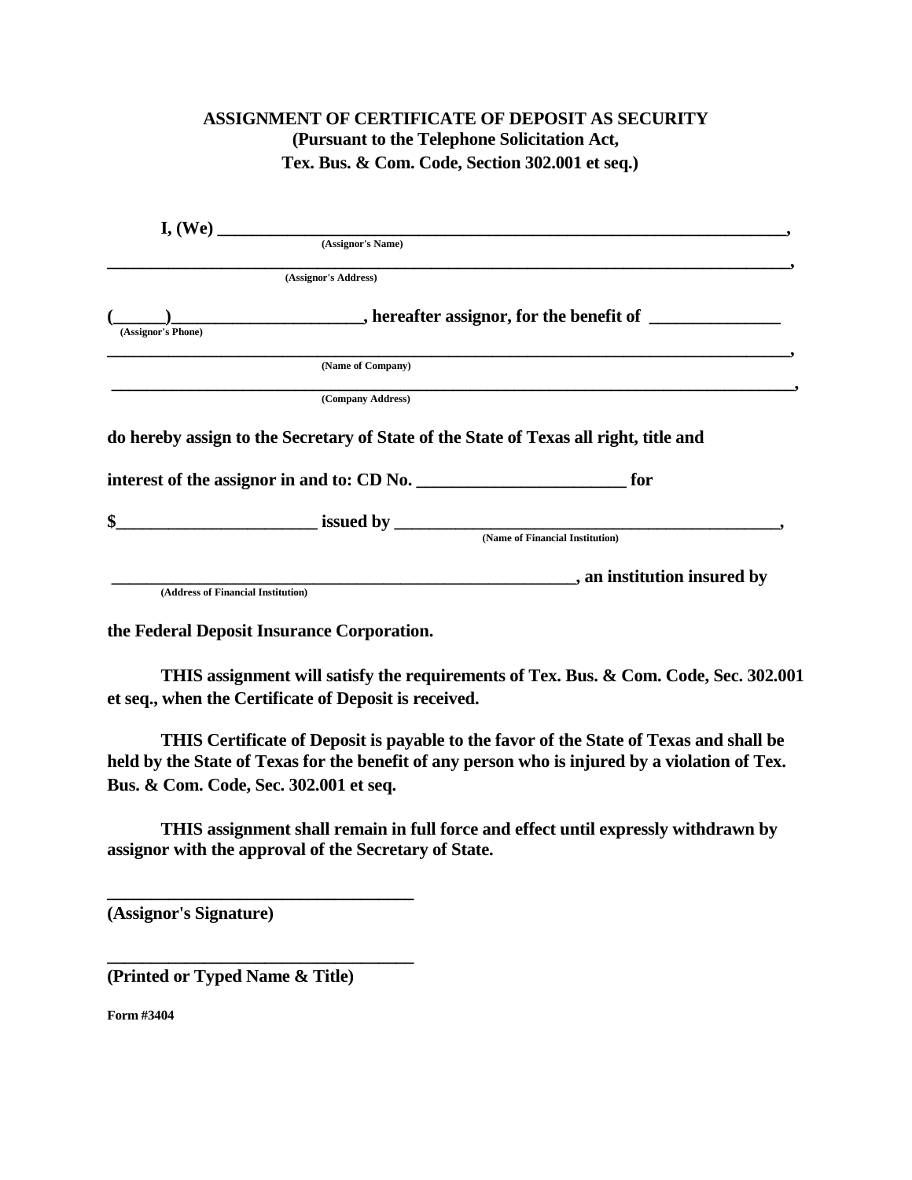**ASSIGNMENT OF CERTIFICATE OF DEPOSIT AS SECURITY**
**(Pursuant to the Telephone Solicitation Act,**
**Tex. Bus. & Com. Code, Section 302.001 et seq.)**

**I, (We) ________________________________________________________________________,**
(Assignor's Name)

**________________________________________________________________________________,**
(Assignor's Address)

**(______)______________________, hereafter assignor, for the benefit of _______________**
(Assignor's Phone)

**________________________________________________________________________________,**
(Name of Company)

**________________________________________________________________________________,**
(Company Address)

**do hereby assign to the Secretary of State of the State of Texas all right, title and**

**interest of the assignor in and to: CD No. ________________________ for**

**$_______________________ issued by _____________________________________________,**
(Name of Financial Institution)

**_______________________________________________________, an institution insured by**
(Address of Financial Institution)

**the Federal Deposit Insurance Corporation.**

**THIS assignment will satisfy the requirements of Tex. Bus. & Com. Code, Sec. 302.001 et seq., when the Certificate of Deposit is received.**

**THIS Certificate of Deposit is payable to the favor of the State of Texas and shall be held by the State of Texas for the benefit of any person who is injured by a violation of Tex. Bus. & Com. Code, Sec. 302.001 et seq.**

**THIS assignment shall remain in full force and effect until expressly withdrawn by assignor with the approval of the Secretary of State.**

**___________________________________**
**(Assignor's Signature)**

**___________________________________**
**(Printed or Typed Name & Title)**

**Form #3404**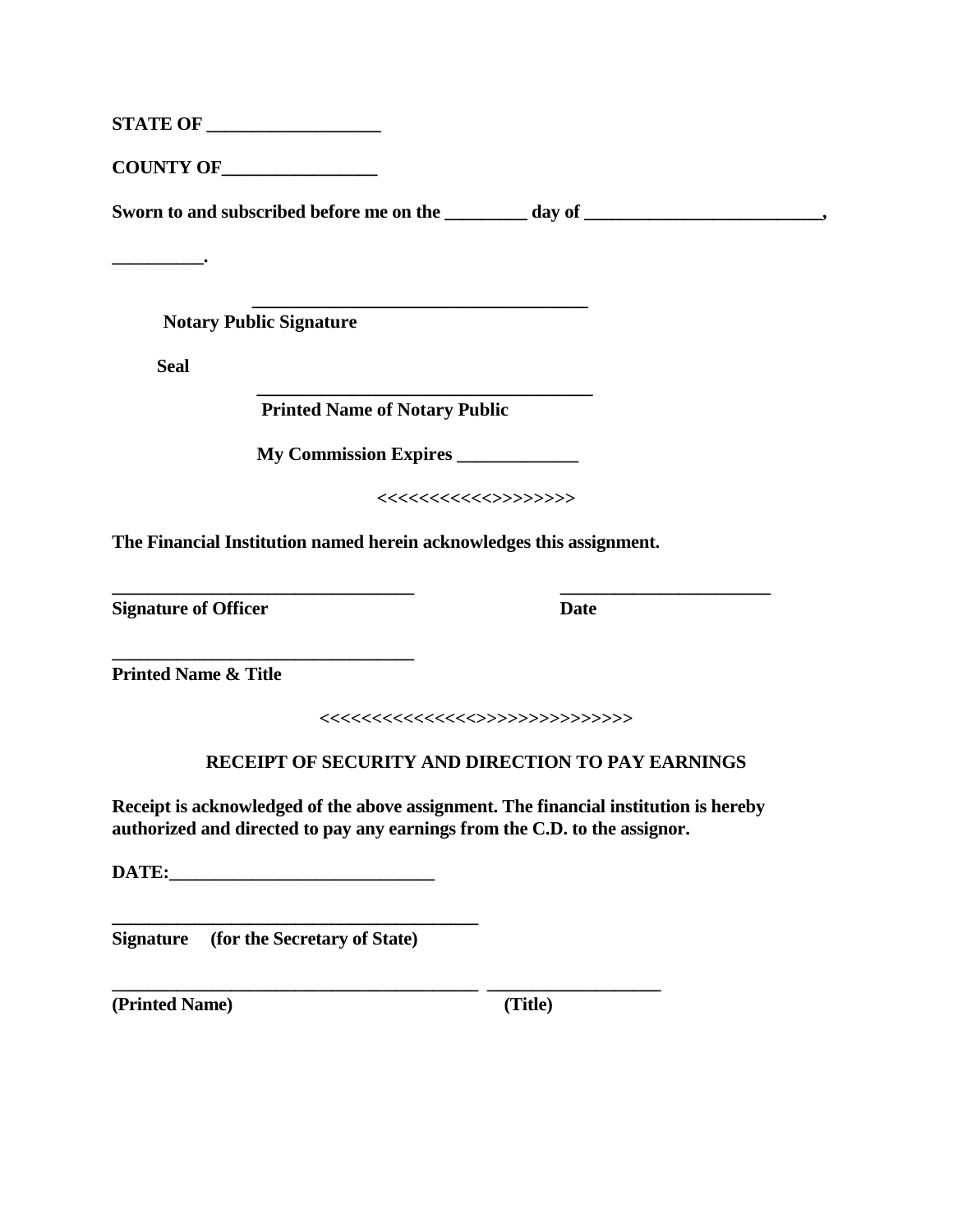**STATE OF ___________________**

**COUNTY OF_________________**

**Sworn to and subscribed before me on the _________ day of __________________________,**

**__________.**

**_____________________________________**

**Notary Public Signature**

**Seal**

**_____________________________________**

**Printed Name of Notary Public**

**My Commission Expires _____________**

<<<<<<<<<<<>>>>>>>>

**The Financial Institution named herein acknowledges this assignment.**

**_________________________________ _______________________**

**Signature of Officer Date**

**_________________________________**

**Printed Name & Title**

<<<<<<<<<<<<<<<>>>>>>>>>>>>>>>

**RECEIPT OF SECURITY AND DIRECTION TO PAY EARNINGS**

**Receipt is acknowledged of the above assignment. The financial institution is hereby authorized and directed to pay any earnings from the C.D. to the assignor.**

**DATE:_____________________________**

**________________________________________**

**Signature (for the Secretary of State)**

**________________________________________ ___________________**

**(Printed Name) (Title)**